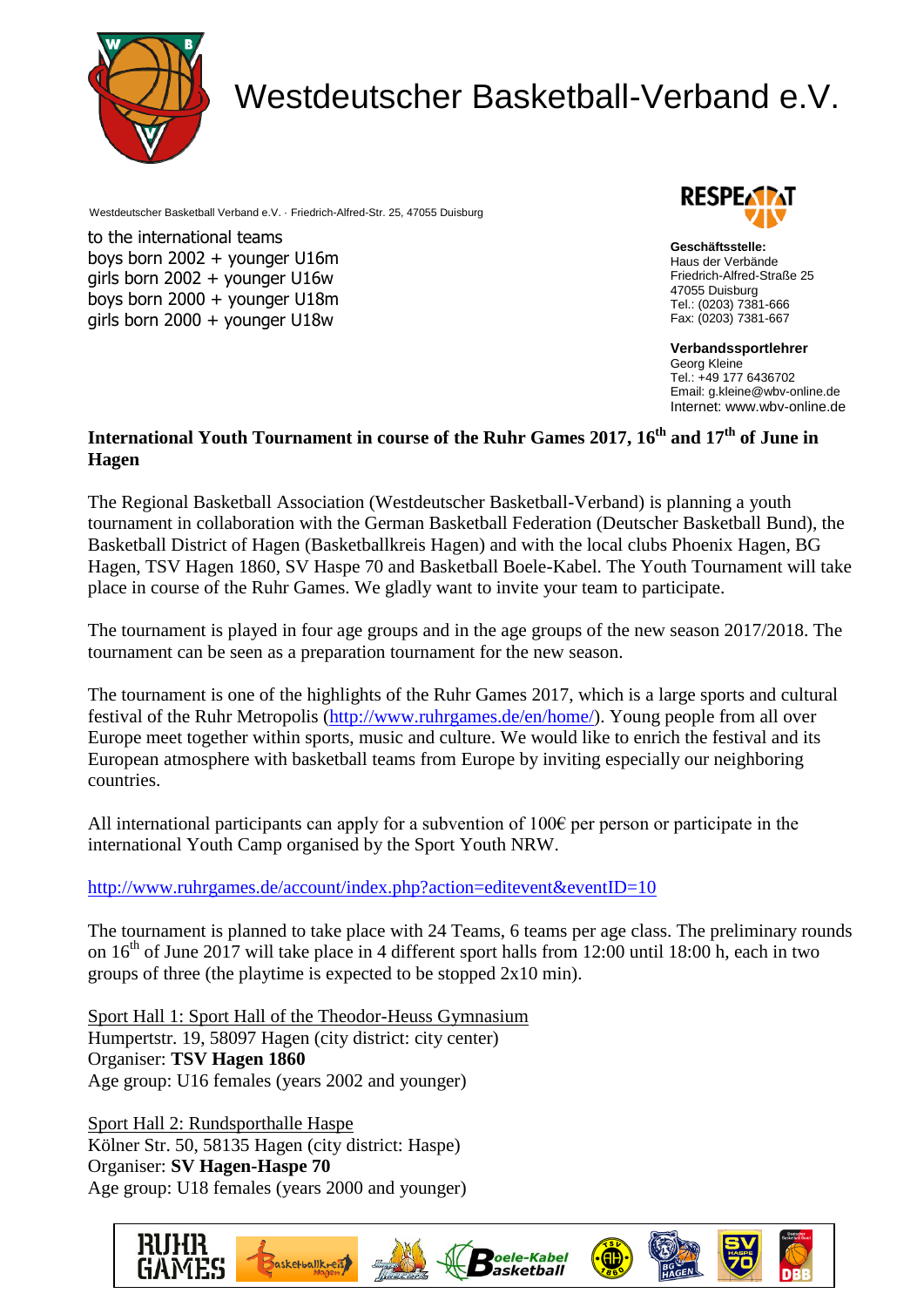# Westdeutscher Basketball-Verband e.V.

Westdeutscher Basketball Verband e.V. · Friedrich-Alfred-Str. 25, 47055 Duisburg

to the international teams
boys born 2002 + younger U16m
girls born 2002 + younger U16w
boys born 2000 + younger U18m
girls born 2000 + younger U18w

**Geschäftsstelle:**
Haus der Verbände
Friedrich-Alfred-Straße 25
47055 Duisburg
Tel.: (0203) 7381-666
Fax: (0203) 7381-667

**Verbandssportlehrer**
Georg Kleine
Tel.: +49 177 6436702
Email: g.kleine@wbv-online.de
Internet: www.wbv-online.de

**International Youth Tournament in course of the Ruhr Games 2017, 16th and 17th of June in Hagen**

The Regional Basketball Association (Westdeutscher Basketball-Verband) is planning a youth tournament in collaboration with the German Basketball Federation (Deutscher Basketball Bund), the Basketball District of Hagen (Basketballkreis Hagen) and with the local clubs Phoenix Hagen, BG Hagen, TSV Hagen 1860, SV Haspe 70 and Basketball Boele-Kabel. The Youth Tournament will take place in course of the Ruhr Games. We gladly want to invite your team to participate.

The tournament is played in four age groups and in the age groups of the new season 2017/2018. The tournament can be seen as a preparation tournament for the new season.

The tournament is one of the highlights of the Ruhr Games 2017, which is a large sports and cultural festival of the Ruhr Metropolis (http://www.ruhrgames.de/en/home/). Young people from all over Europe meet together within sports, music and culture. We would like to enrich the festival and its European atmosphere with basketball teams from Europe by inviting especially our neighboring countries.

All international participants can apply for a subvention of 100€ per person or participate in the international Youth Camp organised by the Sport Youth NRW.

http://www.ruhrgames.de/account/index.php?action=editevent&eventID=10

The tournament is planned to take place with 24 Teams, 6 teams per age class. The preliminary rounds on 16th of June 2017 will take place in 4 different sport halls from 12:00 until 18:00 h, each in two groups of three (the playtime is expected to be stopped 2x10 min).

Sport Hall 1: Sport Hall of the Theodor-Heuss Gymnasium
Humpertstr. 19, 58097 Hagen (city district: city center)
Organiser: **TSV Hagen 1860**
Age group: U16 females (years 2002 and younger)

Sport Hall 2: Rundsporthalle Haspe
Kölner Str. 50, 58135 Hagen (city district: Haspe)
Organiser: **SV Hagen-Haspe 70**
Age group: U18 females (years 2000 and younger)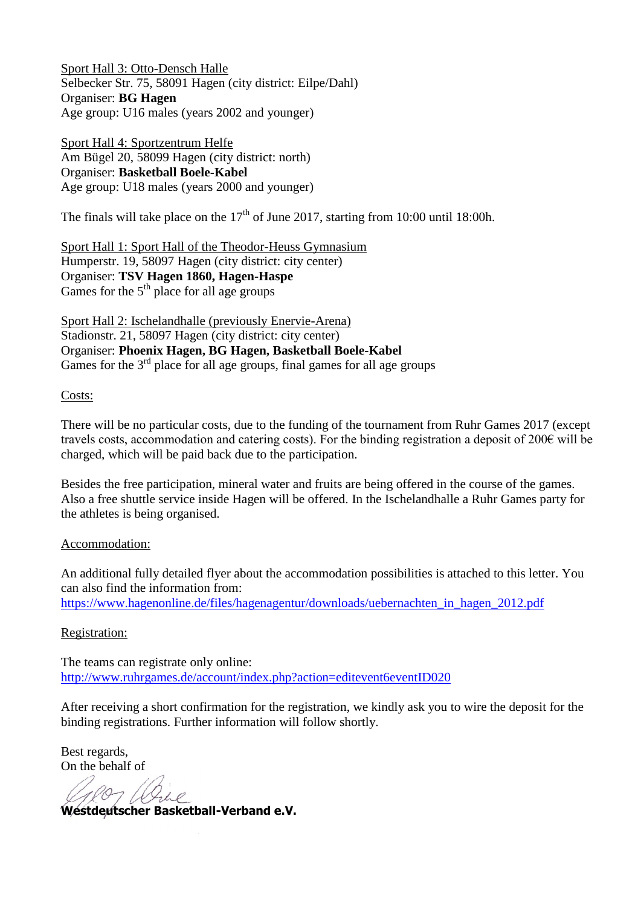Sport Hall 3: Otto-Densch Halle
Selbecker Str. 75, 58091 Hagen (city district: Eilpe/Dahl)
Organiser: **BG Hagen**
Age group: U16 males (years 2002 and younger)

Sport Hall 4: Sportzentrum Helfe
Am Bügel 20, 58099 Hagen (city district: north)
Organiser: **Basketball Boele-Kabel**
Age group: U18 males (years 2000 and younger)

The finals will take place on the 17th of June 2017, starting from 10:00 until 18:00h.

Sport Hall 1: Sport Hall of the Theodor-Heuss Gymnasium
Humperstr. 19, 58097 Hagen (city district: city center)
Organiser: **TSV Hagen 1860, Hagen-Haspe**
Games for the 5th place for all age groups

Sport Hall 2: Ischelandhalle (previously Enervie-Arena)
Stadionstr. 21, 58097 Hagen (city district: city center)
Organiser: **Phoenix Hagen, BG Hagen, Basketball Boele-Kabel**
Games for the 3rd place for all age groups, final games for all age groups

Costs:

There will be no particular costs, due to the funding of the tournament from Ruhr Games 2017 (except travels costs, accommodation and catering costs). For the binding registration a deposit of 200€ will be charged, which will be paid back due to the participation.

Besides the free participation, mineral water and fruits are being offered in the course of the games. Also a free shuttle service inside Hagen will be offered. In the Ischelandhalle a Ruhr Games party for the athletes is being organised.

Accommodation:

An additional fully detailed flyer about the accommodation possibilities is attached to this letter. You can also find the information from:
https://www.hagenonline.de/files/hagenagentur/downloads/uebernachten_in_hagen_2012.pdf

Registration:

The teams can registrate only online:
http://www.ruhrgames.de/account/index.php?action=editevent6eventID020

After receiving a short confirmation for the registration, we kindly ask you to wire the deposit for the binding registrations. Further information will follow shortly.

Best regards,
On the behalf of

**Westdeutscher Basketball-Verband e.V.**